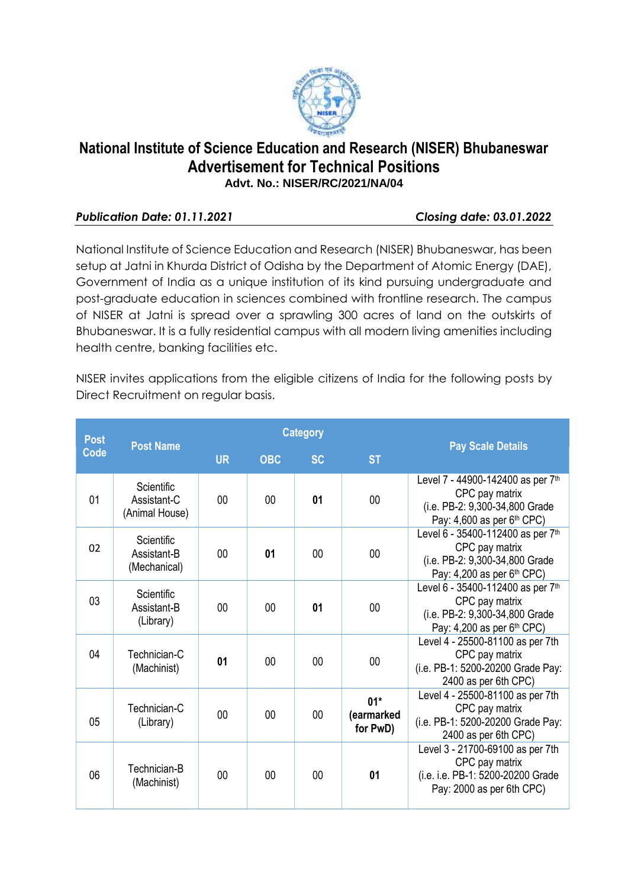# National Institute of Science Education and Research (NISER) Bhubaneswar
## Advertisement for Technical Positions
**Advt. No.: NISER/RC/2021/NA/04**

***Publication Date: 01.11.2021*** | ***Closing date: 03.01.2022***

National Institute of Science Education and Research (NISER) Bhubaneswar, has been setup at Jatni in Khurda District of Odisha by the Department of Atomic Energy (DAE), Government of India as a unique institution of its kind pursuing undergraduate and post-graduate education in sciences combined with frontline research. The campus of NISER at Jatni is spread over a sprawling 300 acres of land on the outskirts of Bhubaneswar. It is a fully residential campus with all modern living amenities including health centre, banking facilities etc.

NISER invites applications from the eligible citizens of India for the following posts by Direct Recruitment on regular basis.

| Post Code | Post Name | Category | | | | Pay Scale Details |
|---|---|---|---|---|---|---|
| | | UR | OBC | SC | ST | |
| 01 | Scientific Assistant-C (Animal House) | 00 | 00 | **01** | 00 | Level 7 - 44900-142400 as per 7th CPC pay matrix (i.e. PB-2: 9,300-34,800 Grade Pay: 4,600 as per 6th CPC) |
| 02 | Scientific Assistant-B (Mechanical) | 00 | **01** | 00 | 00 | Level 6 - 35400-112400 as per 7th CPC pay matrix (i.e. PB-2: 9,300-34,800 Grade Pay: 4,200 as per 6th CPC) |
| 03 | Scientific Assistant-B (Library) | 00 | 00 | **01** | 00 | Level 6 - 35400-112400 as per 7th CPC pay matrix (i.e. PB-2: 9,300-34,800 Grade Pay: 4,200 as per 6th CPC) |
| 04 | Technician-C (Machinist) | **01** | 00 | 00 | 00 | Level 4 - 25500-81100 as per 7th CPC pay matrix (i.e. PB-1: 5200-20200 Grade Pay: 2400 as per 6th CPC) |
| 05 | Technician-C (Library) | 00 | 00 | 00 | **01* (earmarked for PwD)** | Level 4 - 25500-81100 as per 7th CPC pay matrix (i.e. PB-1: 5200-20200 Grade Pay: 2400 as per 6th CPC) |
| 06 | Technician-B (Machinist) | 00 | 00 | 00 | **01** | Level 3 - 21700-69100 as per 7th CPC pay matrix (i.e. i.e. PB-1: 5200-20200 Grade Pay: 2000 as per 6th CPC) |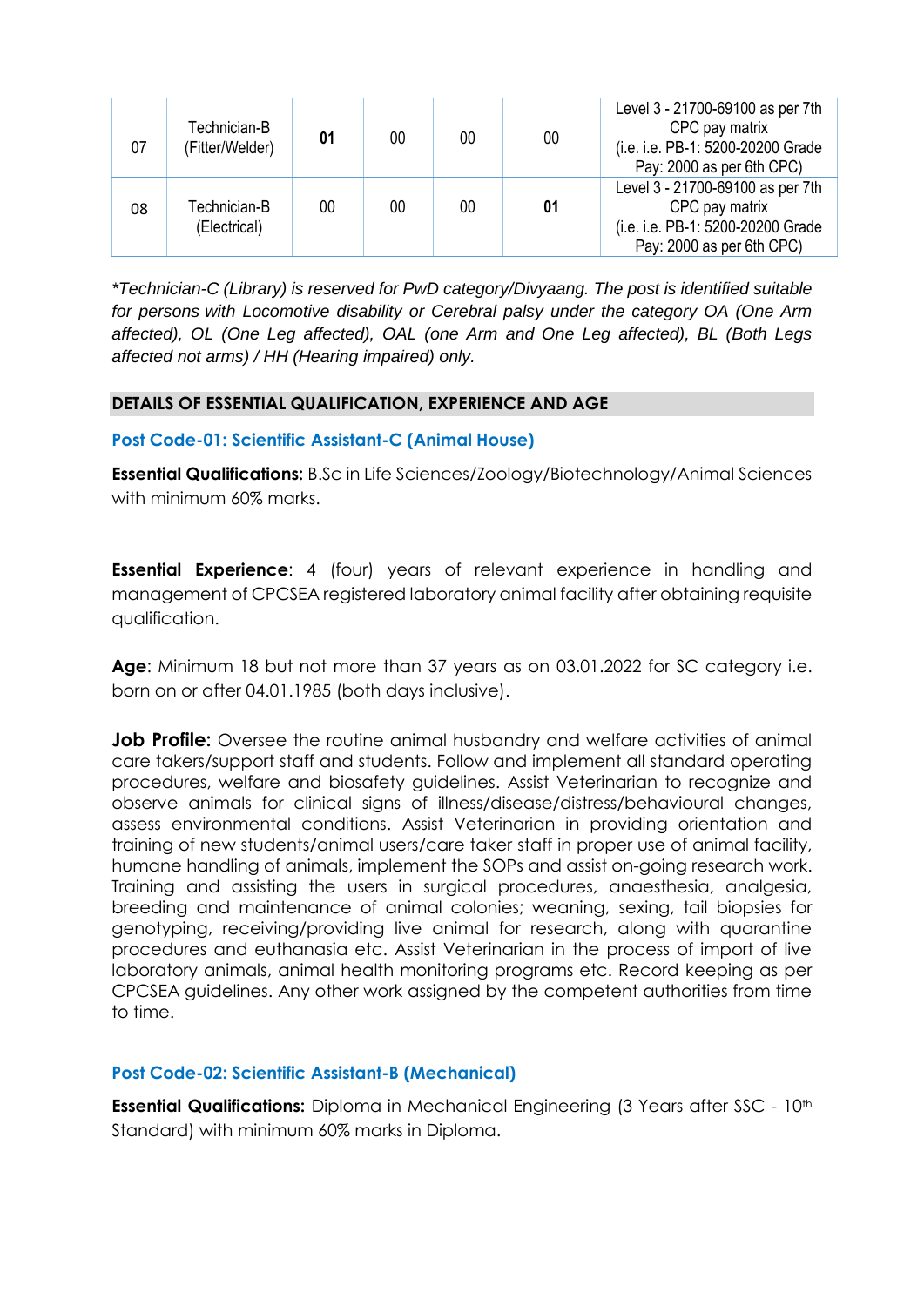| 07 | Technician-B (Fitter/Welder) | **01** | 00 | 00 | 00 | Level 3 - 21700-69100 as per 7th CPC pay matrix (i.e. i.e. PB-1: 5200-20200 Grade Pay: 2000 as per 6th CPC) |
|---|---|---|---|---|---|---|
| 08 | Technician-B (Electrical) | 00 | 00 | 00 | **01** | Level 3 - 21700-69100 as per 7th CPC pay matrix (i.e. i.e. PB-1: 5200-20200 Grade Pay: 2000 as per 6th CPC) |

*\*Technician-C (Library) is reserved for PwD category/Divyaang. The post is identified suitable for persons with Locomotive disability or Cerebral palsy under the category OA (One Arm affected), OL (One Leg affected), OAL (one Arm and One Leg affected), BL (Both Legs affected not arms) / HH (Hearing impaired) only.*

## DETAILS OF ESSENTIAL QUALIFICATION, EXPERIENCE AND AGE

### Post Code-01: Scientific Assistant-C (Animal House)

**Essential Qualifications:** B.Sc in Life Sciences/Zoology/Biotechnology/Animal Sciences with minimum 60% marks.

**Essential Experience**: 4 (four) years of relevant experience in handling and management of CPCSEA registered laboratory animal facility after obtaining requisite qualification.

**Age**: Minimum 18 but not more than 37 years as on 03.01.2022 for SC category i.e. born on or after 04.01.1985 (both days inclusive).

**Job Profile:** Oversee the routine animal husbandry and welfare activities of animal care takers/support staff and students. Follow and implement all standard operating procedures, welfare and biosafety guidelines. Assist Veterinarian to recognize and observe animals for clinical signs of illness/disease/distress/behavioural changes, assess environmental conditions. Assist Veterinarian in providing orientation and training of new students/animal users/care taker staff in proper use of animal facility, humane handling of animals, implement the SOPs and assist on-going research work. Training and assisting the users in surgical procedures, anaesthesia, analgesia, breeding and maintenance of animal colonies; weaning, sexing, tail biopsies for genotyping, receiving/providing live animal for research, along with quarantine procedures and euthanasia etc. Assist Veterinarian in the process of import of live laboratory animals, animal health monitoring programs etc. Record keeping as per CPCSEA guidelines. Any other work assigned by the competent authorities from time to time.

### Post Code-02: Scientific Assistant-B (Mechanical)

**Essential Qualifications:** Diploma in Mechanical Engineering (3 Years after SSC - 10th Standard) with minimum 60% marks in Diploma.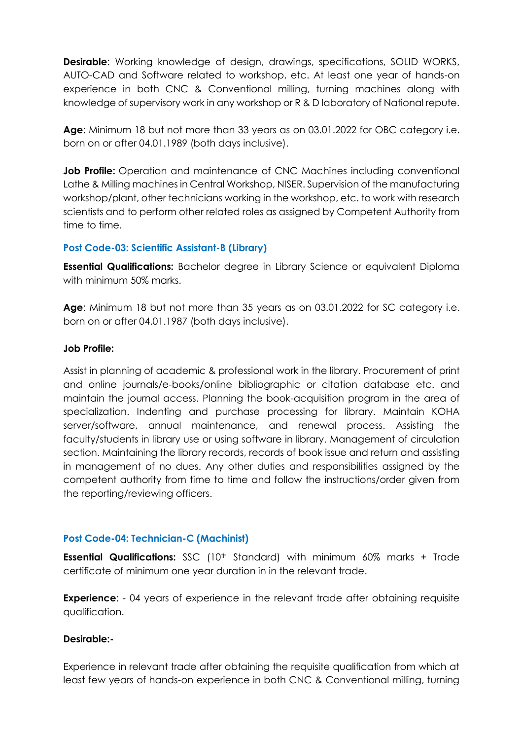**Desirable**: Working knowledge of design, drawings, specifications, SOLID WORKS, AUTO-CAD and Software related to workshop, etc. At least one year of hands-on experience in both CNC & Conventional milling, turning machines along with knowledge of supervisory work in any workshop or R & D laboratory of National repute.

**Age**: Minimum 18 but not more than 33 years as on 03.01.2022 for OBC category i.e. born on or after 04.01.1989 (both days inclusive).

**Job Profile:** Operation and maintenance of CNC Machines including conventional Lathe & Milling machines in Central Workshop, NISER. Supervision of the manufacturing workshop/plant, other technicians working in the workshop, etc. to work with research scientists and to perform other related roles as assigned by Competent Authority from time to time.

### Post Code-03: Scientific Assistant-B (Library)

**Essential Qualifications:** Bachelor degree in Library Science or equivalent Diploma with minimum 50% marks.

**Age**: Minimum 18 but not more than 35 years as on 03.01.2022 for SC category i.e. born on or after 04.01.1987 (both days inclusive).

**Job Profile:**

Assist in planning of academic & professional work in the library. Procurement of print and online journals/e-books/online bibliographic or citation database etc. and maintain the journal access. Planning the book-acquisition program in the area of specialization. Indenting and purchase processing for library. Maintain KOHA server/software, annual maintenance, and renewal process. Assisting the faculty/students in library use or using software in library. Management of circulation section. Maintaining the library records, records of book issue and return and assisting in management of no dues. Any other duties and responsibilities assigned by the competent authority from time to time and follow the instructions/order given from the reporting/reviewing officers.

### Post Code-04: Technician-C (Machinist)

**Essential Qualifications:** SSC (10th Standard) with minimum 60% marks + Trade certificate of minimum one year duration in in the relevant trade.

**Experience**: - 04 years of experience in the relevant trade after obtaining requisite qualification.

**Desirable:-**

Experience in relevant trade after obtaining the requisite qualification from which at least few years of hands-on experience in both CNC & Conventional milling, turning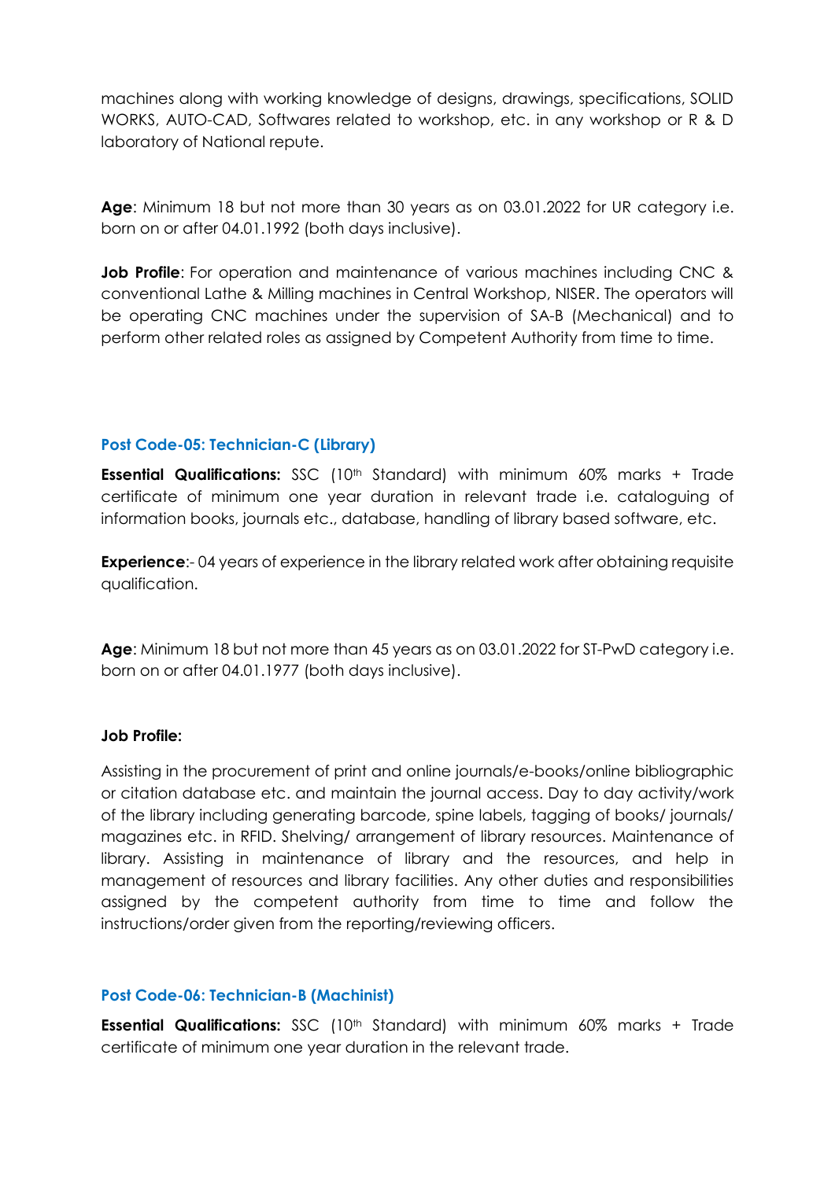machines along with working knowledge of designs, drawings, specifications, SOLID WORKS, AUTO-CAD, Softwares related to workshop, etc. in any workshop or R & D laboratory of National repute.

**Age**: Minimum 18 but not more than 30 years as on 03.01.2022 for UR category i.e. born on or after 04.01.1992 (both days inclusive).

**Job Profile**: For operation and maintenance of various machines including CNC & conventional Lathe & Milling machines in Central Workshop, NISER. The operators will be operating CNC machines under the supervision of SA-B (Mechanical) and to perform other related roles as assigned by Competent Authority from time to time.

### Post Code-05: Technician-C (Library)

**Essential Qualifications:** SSC (10th Standard) with minimum 60% marks + Trade certificate of minimum one year duration in relevant trade i.e. cataloguing of information books, journals etc., database, handling of library based software, etc.

**Experience**:- 04 years of experience in the library related work after obtaining requisite qualification.

**Age**: Minimum 18 but not more than 45 years as on 03.01.2022 for ST-PwD category i.e. born on or after 04.01.1977 (both days inclusive).

**Job Profile:**

Assisting in the procurement of print and online journals/e-books/online bibliographic or citation database etc. and maintain the journal access. Day to day activity/work of the library including generating barcode, spine labels, tagging of books/ journals/ magazines etc. in RFID. Shelving/ arrangement of library resources. Maintenance of library. Assisting in maintenance of library and the resources, and help in management of resources and library facilities. Any other duties and responsibilities assigned by the competent authority from time to time and follow the instructions/order given from the reporting/reviewing officers.

### Post Code-06: Technician-B (Machinist)

**Essential Qualifications:** SSC (10th Standard) with minimum 60% marks + Trade certificate of minimum one year duration in the relevant trade.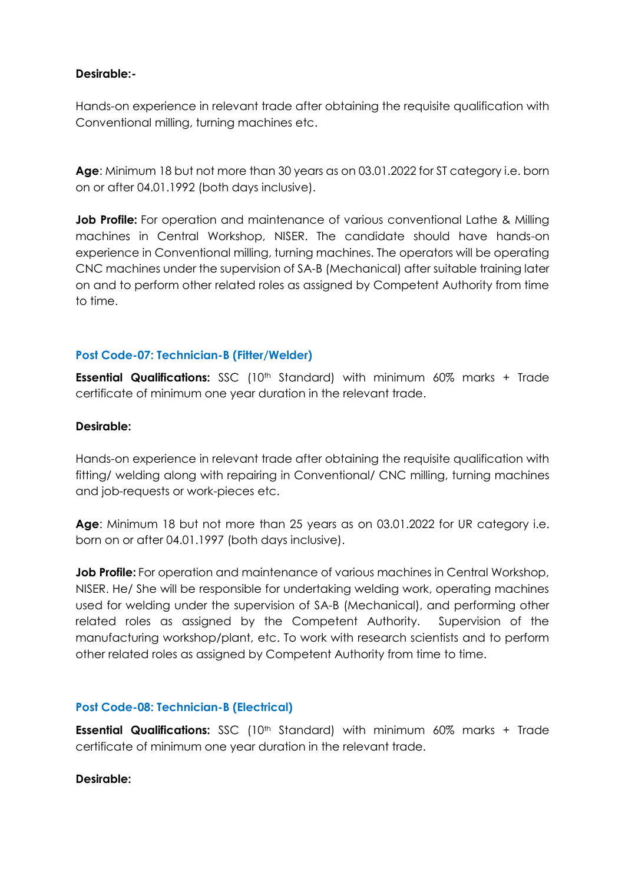**Desirable:-**

Hands-on experience in relevant trade after obtaining the requisite qualification with Conventional milling, turning machines etc.

**Age**: Minimum 18 but not more than 30 years as on 03.01.2022 for ST category i.e. born on or after 04.01.1992 (both days inclusive).

**Job Profile:** For operation and maintenance of various conventional Lathe & Milling machines in Central Workshop, NISER. The candidate should have hands-on experience in Conventional milling, turning machines. The operators will be operating CNC machines under the supervision of SA-B (Mechanical) after suitable training later on and to perform other related roles as assigned by Competent Authority from time to time.

### Post Code-07: Technician-B (Fitter/Welder)

**Essential Qualifications:** SSC (10th Standard) with minimum 60% marks + Trade certificate of minimum one year duration in the relevant trade.

**Desirable:**

Hands-on experience in relevant trade after obtaining the requisite qualification with fitting/ welding along with repairing in Conventional/ CNC milling, turning machines and job-requests or work-pieces etc.

**Age**: Minimum 18 but not more than 25 years as on 03.01.2022 for UR category i.e. born on or after 04.01.1997 (both days inclusive).

**Job Profile:** For operation and maintenance of various machines in Central Workshop, NISER. He/ She will be responsible for undertaking welding work, operating machines used for welding under the supervision of SA-B (Mechanical), and performing other related roles as assigned by the Competent Authority. Supervision of the manufacturing workshop/plant, etc. To work with research scientists and to perform other related roles as assigned by Competent Authority from time to time.

### Post Code-08: Technician-B (Electrical)

**Essential Qualifications:** SSC (10th Standard) with minimum 60% marks + Trade certificate of minimum one year duration in the relevant trade.

**Desirable:**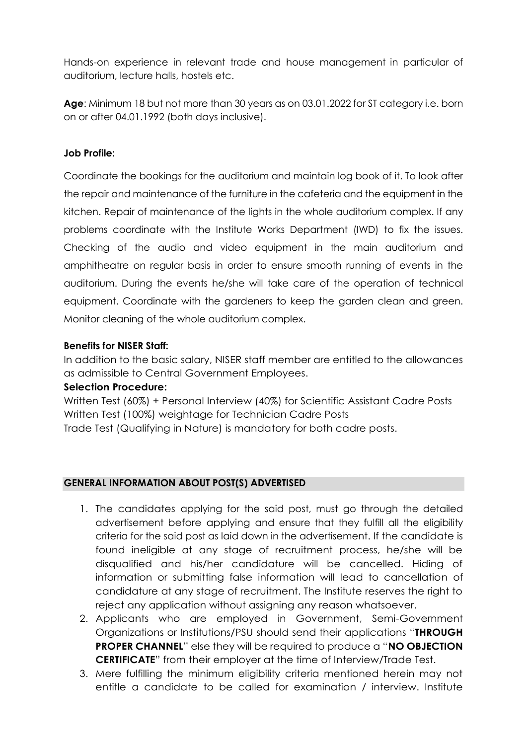Hands-on experience in relevant trade and house management in particular of auditorium, lecture halls, hostels etc.

**Age**: Minimum 18 but not more than 30 years as on 03.01.2022 for ST category i.e. born on or after 04.01.1992 (both days inclusive).

**Job Profile:**

Coordinate the bookings for the auditorium and maintain log book of it. To look after the repair and maintenance of the furniture in the cafeteria and the equipment in the kitchen. Repair of maintenance of the lights in the whole auditorium complex. If any problems coordinate with the Institute Works Department (IWD) to fix the issues. Checking of the audio and video equipment in the main auditorium and amphitheatre on regular basis in order to ensure smooth running of events in the auditorium. During the events he/she will take care of the operation of technical equipment. Coordinate with the gardeners to keep the garden clean and green. Monitor cleaning of the whole auditorium complex.

**Benefits for NISER Staff:**

In addition to the basic salary, NISER staff member are entitled to the allowances as admissible to Central Government Employees.

**Selection Procedure:**

Written Test (60%) + Personal Interview (40%) for Scientific Assistant Cadre Posts
Written Test (100%) weightage for Technician Cadre Posts
Trade Test (Qualifying in Nature) is mandatory for both cadre posts.

## GENERAL INFORMATION ABOUT POST(S) ADVERTISED

1. The candidates applying for the said post, must go through the detailed advertisement before applying and ensure that they fulfill all the eligibility criteria for the said post as laid down in the advertisement. If the candidate is found ineligible at any stage of recruitment process, he/she will be disqualified and his/her candidature will be cancelled. Hiding of information or submitting false information will lead to cancellation of candidature at any stage of recruitment. The Institute reserves the right to reject any application without assigning any reason whatsoever.
2. Applicants who are employed in Government, Semi-Government Organizations or Institutions/PSU should send their applications "**THROUGH PROPER CHANNEL**" else they will be required to produce a "**NO OBJECTION CERTIFICATE**" from their employer at the time of Interview/Trade Test.
3. Mere fulfilling the minimum eligibility criteria mentioned herein may not entitle a candidate to be called for examination / interview. Institute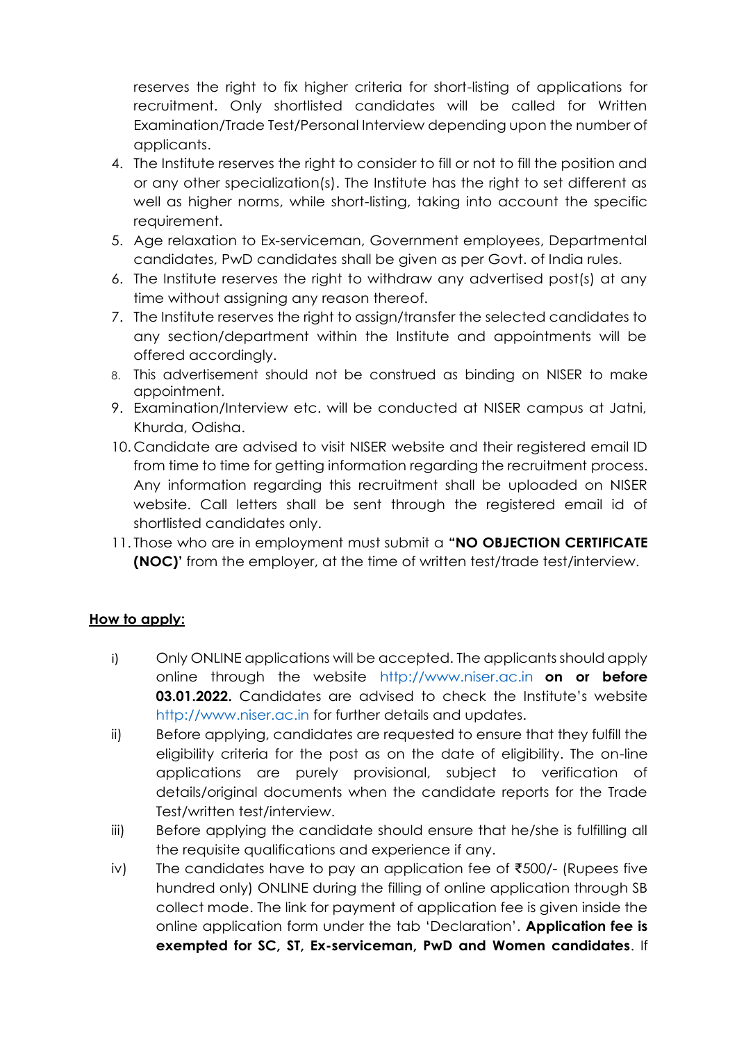reserves the right to fix higher criteria for short-listing of applications for recruitment. Only shortlisted candidates will be called for Written Examination/Trade Test/Personal Interview depending upon the number of applicants.

4. The Institute reserves the right to consider to fill or not to fill the position and or any other specialization(s). The Institute has the right to set different as well as higher norms, while short-listing, taking into account the specific requirement.
5. Age relaxation to Ex-serviceman, Government employees, Departmental candidates, PwD candidates shall be given as per Govt. of India rules.
6. The Institute reserves the right to withdraw any advertised post(s) at any time without assigning any reason thereof.
7. The Institute reserves the right to assign/transfer the selected candidates to any section/department within the Institute and appointments will be offered accordingly.
8. This advertisement should not be construed as binding on NISER to make appointment.
9. Examination/Interview etc. will be conducted at NISER campus at Jatni, Khurda, Odisha.
10. Candidate are advised to visit NISER website and their registered email ID from time to time for getting information regarding the recruitment process. Any information regarding this recruitment shall be uploaded on NISER website. Call letters shall be sent through the registered email id of shortlisted candidates only.
11. Those who are in employment must submit a **"NO OBJECTION CERTIFICATE (NOC)'** from the employer, at the time of written test/trade test/interview.

**How to apply:**

i) Only ONLINE applications will be accepted. The applicants should apply online through the website http://www.niser.ac.in **on or before 03.01.2022.** Candidates are advised to check the Institute's website http://www.niser.ac.in for further details and updates.

ii) Before applying, candidates are requested to ensure that they fulfill the eligibility criteria for the post as on the date of eligibility. The on-line applications are purely provisional, subject to verification of details/original documents when the candidate reports for the Trade Test/written test/interview.

iii) Before applying the candidate should ensure that he/she is fulfilling all the requisite qualifications and experience if any.

iv) The candidates have to pay an application fee of ₹500/- (Rupees five hundred only) ONLINE during the filling of online application through SB collect mode. The link for payment of application fee is given inside the online application form under the tab 'Declaration'. **Application fee is exempted for SC, ST, Ex-serviceman, PwD and Women candidates**. If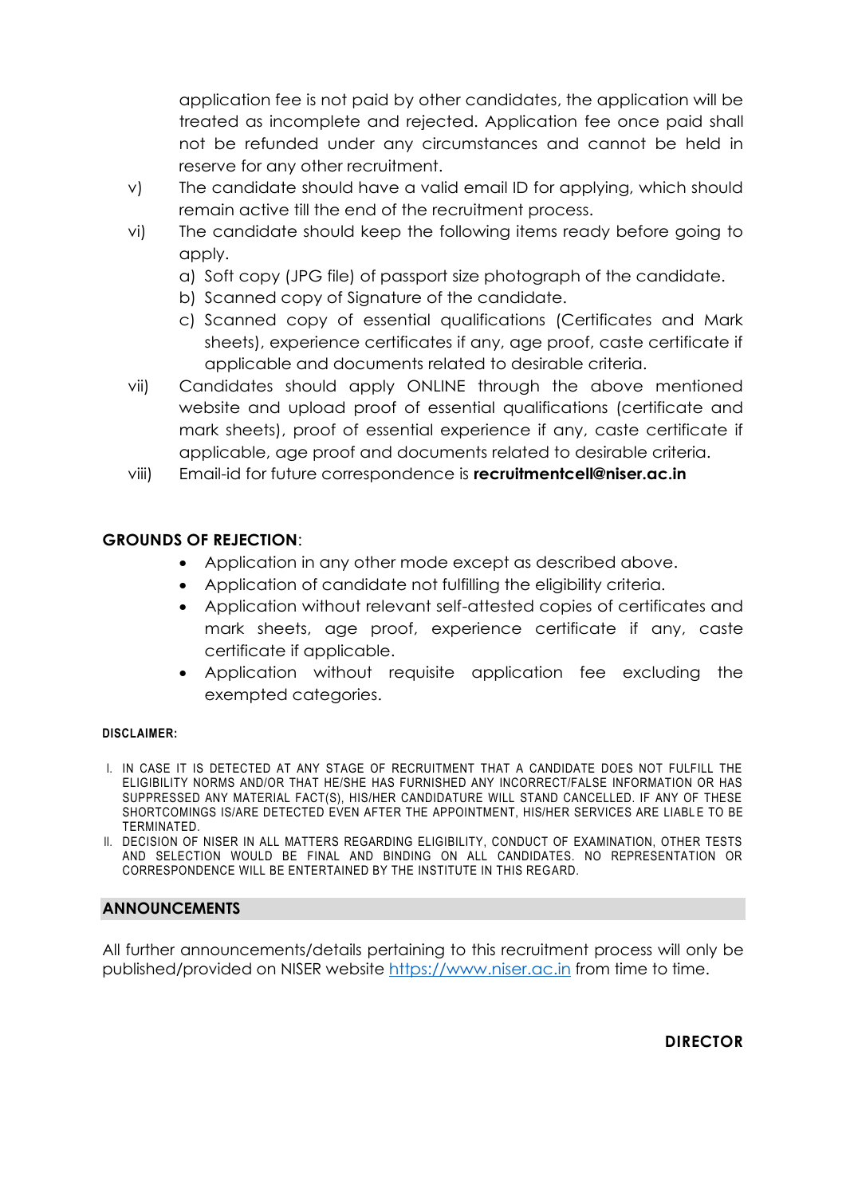application fee is not paid by other candidates, the application will be treated as incomplete and rejected. Application fee once paid shall not be refunded under any circumstances and cannot be held in reserve for any other recruitment.

v) The candidate should have a valid email ID for applying, which should remain active till the end of the recruitment process.

vi) The candidate should keep the following items ready before going to apply.
   a) Soft copy (JPG file) of passport size photograph of the candidate.
   b) Scanned copy of Signature of the candidate.
   c) Scanned copy of essential qualifications (Certificates and Mark sheets), experience certificates if any, age proof, caste certificate if applicable and documents related to desirable criteria.

vii) Candidates should apply ONLINE through the above mentioned website and upload proof of essential qualifications (certificate and mark sheets), proof of essential experience if any, caste certificate if applicable, age proof and documents related to desirable criteria.

viii) Email-id for future correspondence is **recruitmentcell@niser.ac.in**

**GROUNDS OF REJECTION**:

- Application in any other mode except as described above.
- Application of candidate not fulfilling the eligibility criteria.
- Application without relevant self-attested copies of certificates and mark sheets, age proof, experience certificate if any, caste certificate if applicable.
- Application without requisite application fee excluding the exempted categories.

**DISCLAIMER:**

I. IN CASE IT IS DETECTED AT ANY STAGE OF RECRUITMENT THAT A CANDIDATE DOES NOT FULFILL THE ELIGIBILITY NORMS AND/OR THAT HE/SHE HAS FURNISHED ANY INCORRECT/FALSE INFORMATION OR HAS SUPPRESSED ANY MATERIAL FACT(S), HIS/HER CANDIDATURE WILL STAND CANCELLED. IF ANY OF THESE SHORTCOMINGS IS/ARE DETECTED EVEN AFTER THE APPOINTMENT, HIS/HER SERVICES ARE LIABLE TO BE TERMINATED.

II. DECISION OF NISER IN ALL MATTERS REGARDING ELIGIBILITY, CONDUCT OF EXAMINATION, OTHER TESTS AND SELECTION WOULD BE FINAL AND BINDING ON ALL CANDIDATES. NO REPRESENTATION OR CORRESPONDENCE WILL BE ENTERTAINED BY THE INSTITUTE IN THIS REGARD.

## ANNOUNCEMENTS

All further announcements/details pertaining to this recruitment process will only be published/provided on NISER website https://www.niser.ac.in from time to time.

**DIRECTOR**